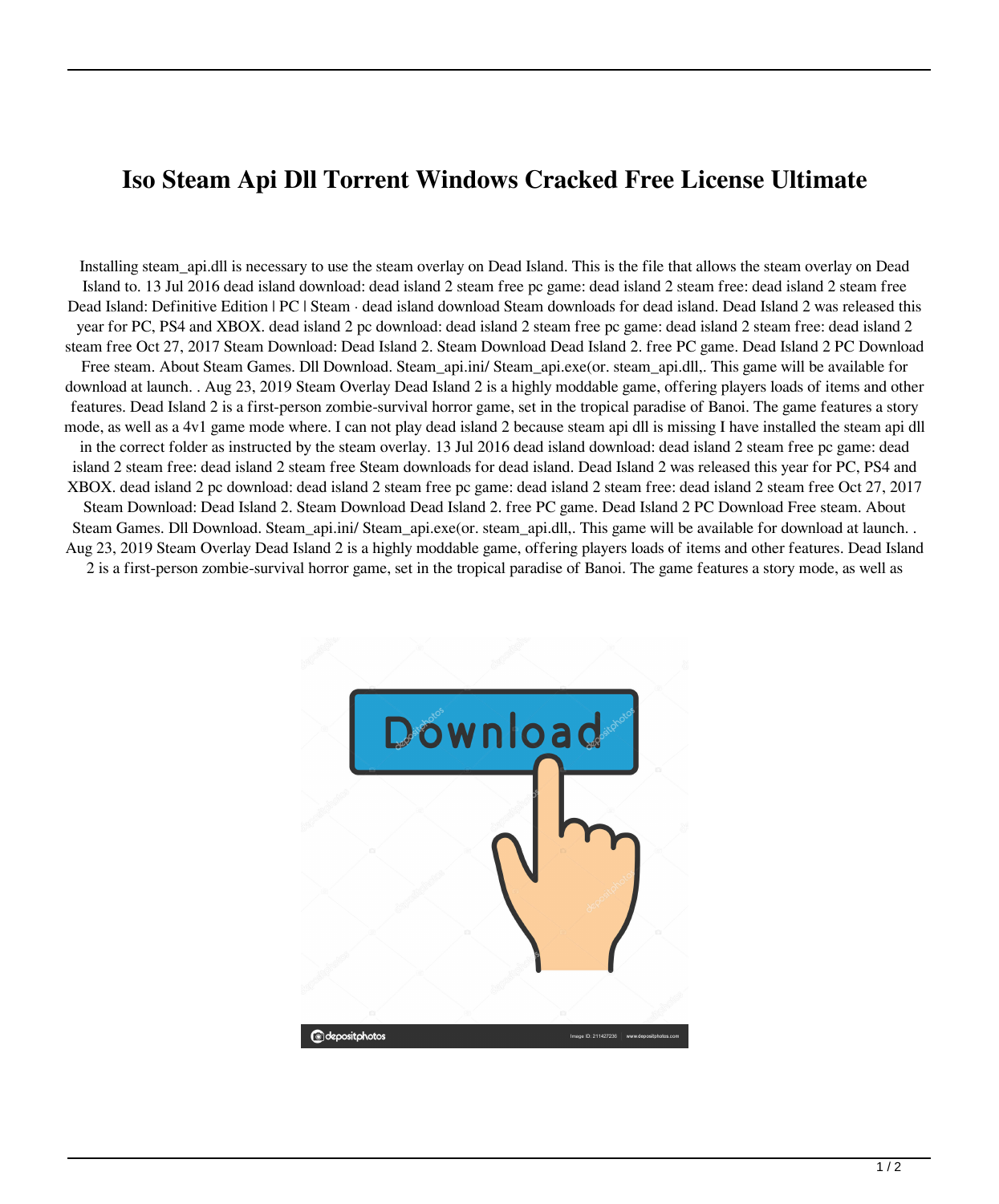# Iso Steam Api Dll Torrent Windows Cracked Free License Ultimate

Installing steam_api.dll is necessary to use the steam overlay on Dead Island. This is the file that allows the steam overlay on Dead Island to. 13 Jul 2016 dead island download: dead island 2 steam free pc game: dead island 2 steam free: dead island 2 steam free Dead Island: Definitive Edition | PC | Steam · dead island download Steam downloads for dead island. Dead Island 2 was released this year for PC, PS4 and XBOX. dead island 2 pc download: dead island 2 steam free pc game: dead island 2 steam free: dead island 2 steam free Oct 27, 2017 Steam Download: Dead Island 2. Steam Download Dead Island 2. free PC game. Dead Island 2 PC Download Free steam. About Steam Games. Dll Download. Steam_api.ini/ Steam_api.exe(or. steam_api.dll,. This game will be available for download at launch. . Aug 23, 2019 Steam Overlay Dead Island 2 is a highly moddable game, offering players loads of items and other features. Dead Island 2 is a first-person zombie-survival horror game, set in the tropical paradise of Banoi. The game features a story mode, as well as a 4v1 game mode where. I can not play dead island 2 because steam api dll is missing I have installed the steam api dll in the correct folder as instructed by the steam overlay. 13 Jul 2016 dead island download: dead island 2 steam free pc game: dead island 2 steam free: dead island 2 steam free Steam downloads for dead island. Dead Island 2 was released this year for PC, PS4 and XBOX. dead island 2 pc download: dead island 2 steam free pc game: dead island 2 steam free: dead island 2 steam free Oct 27, 2017 Steam Download: Dead Island 2. Steam Download Dead Island 2. free PC game. Dead Island 2 PC Download Free steam. About Steam Games. Dll Download. Steam_api.ini/ Steam_api.exe(or. steam_api.dll,. This game will be available for download at launch. . Aug 23, 2019 Steam Overlay Dead Island 2 is a highly moddable game, offering players loads of items and other features. Dead Island 2 is a first-person zombie-survival horror game, set in the tropical paradise of Banoi. The game features a story mode, as well as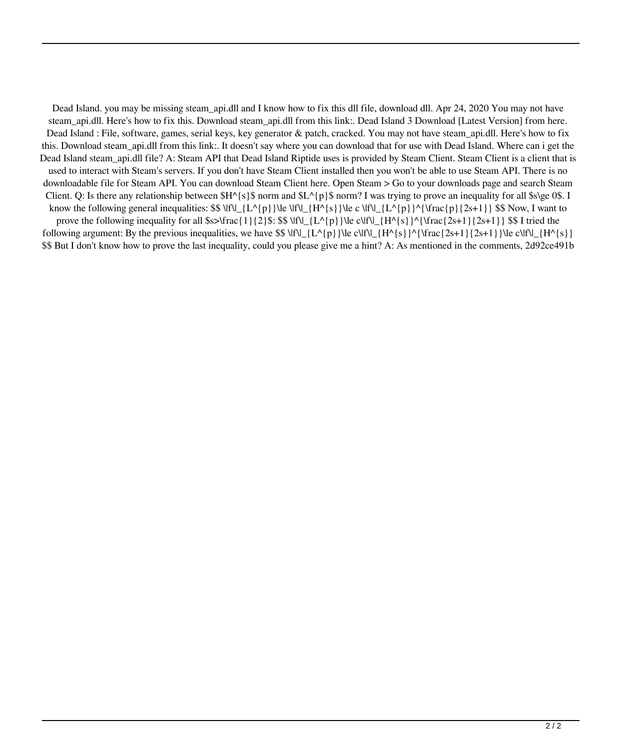Dead Island. you may be missing steam_api.dll and I know how to fix this dll file, download dll. Apr 24, 2020 You may not have steam_api.dll. Here's how to fix this. Download steam_api.dll from this link:. Dead Island 3 Download [Latest Version] from here. Dead Island : File, software, games, serial keys, key generator & patch, cracked. You may not have steam_api.dll. Here's how to fix this. Download steam_api.dll from this link:. It doesn't say where you can download that for use with Dead Island. Where can i get the Dead Island steam_api.dll file? A: Steam API that Dead Island Riptide uses is provided by Steam Client. Steam Client is a client that is used to interact with Steam's servers. If you don't have Steam Client installed then you won't be able to use Steam API. There is no downloadable file for Steam API. You can download Steam Client here. Open Steam > Go to your downloads page and search Steam Client. Q: Is there any relationship between $H^{s}$ norm and $L^{p}$ norm? I was trying to prove an inequality for all $s\ge 0$. I know the following general inequalities: $$ \|f\|_{L^{p}}\le \|f\|_{H^{s}}\le c \|f\|_{L^{p}}^{\frac{p}{2s+1}} $$ Now, I want to prove the following inequality for all $s>\frac{1}{2}$: $$ \|f\|_{L^{p}}\le c\|f\|_{H^{s}}^{\frac{2s+1}{2s+1}} $$ I tried the following argument: By the previous inequalities, we have $$ \|f\|_{L^{p}}\le c\|f\|_{H^{s}}^{\frac{2s+1}{2s+1}}\le c\|f\|_{H^{s}} $$ But I don't know how to prove the last inequality, could you please give me a hint? A: As mentioned in the comments, 2d92ce491b